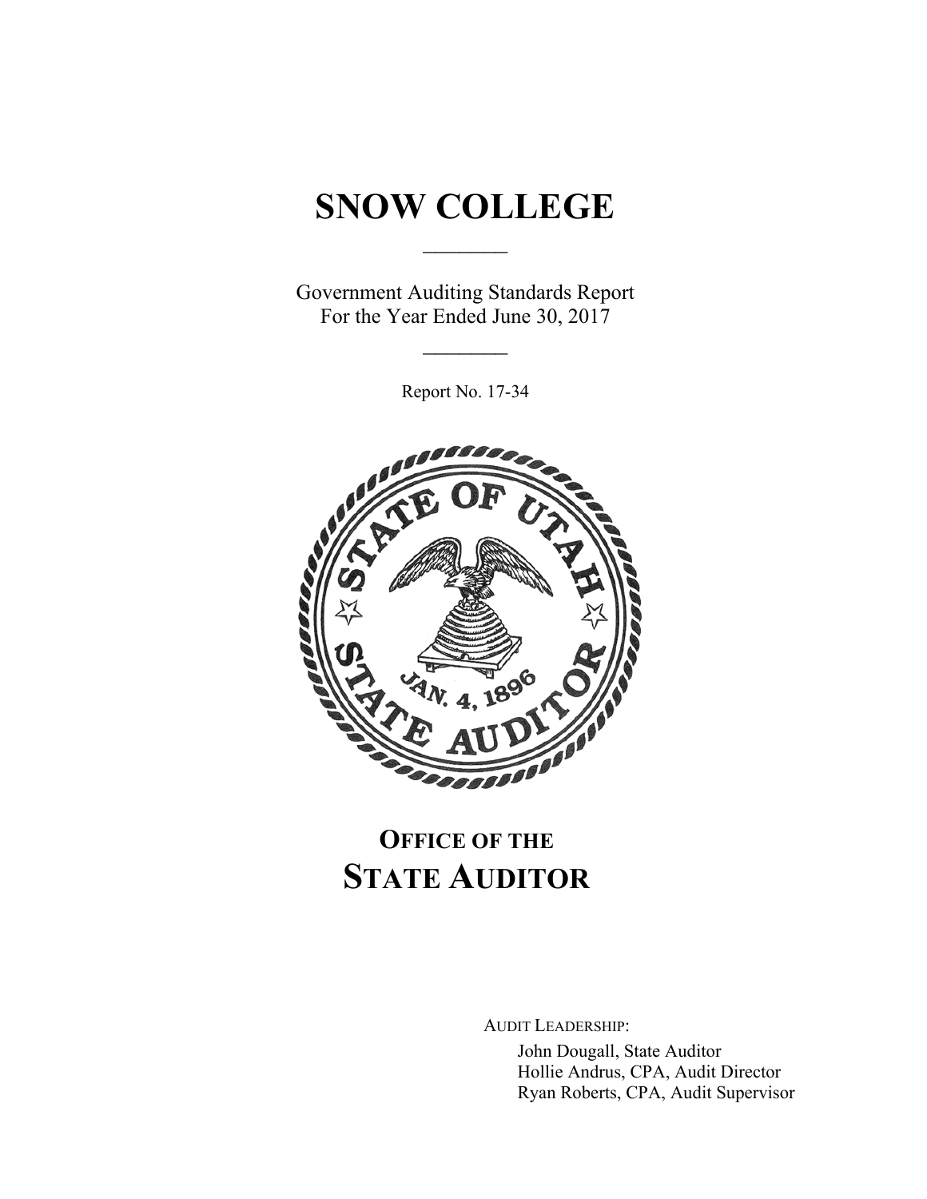# SNOW COLLEGE

Government Auditing Standards Report
For the Year Ended June 30, 2017

Report No. 17-34

**OFFICE OF THE**
## STATE AUDITOR

AUDIT LEADERSHIP:

John Dougall, State Auditor
Hollie Andrus, CPA, Audit Director
Ryan Roberts, CPA, Audit Supervisor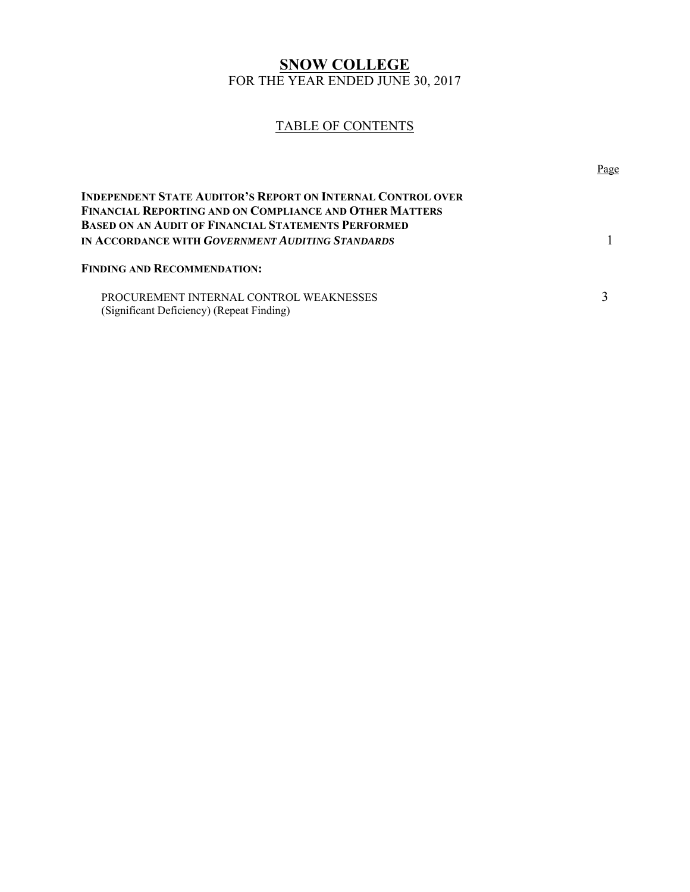# SNOW COLLEGE

FOR THE YEAR ENDED JUNE 30, 2017

## TABLE OF CONTENTS

| | Page |
|---|---|
| **INDEPENDENT STATE AUDITOR'S REPORT ON INTERNAL CONTROL OVER FINANCIAL REPORTING AND ON COMPLIANCE AND OTHER MATTERS BASED ON AN AUDIT OF FINANCIAL STATEMENTS PERFORMED IN ACCORDANCE WITH *GOVERNMENT AUDITING STANDARDS*** | 1 |
| **FINDING AND RECOMMENDATION:** | |
| PROCUREMENT INTERNAL CONTROL WEAKNESSES (Significant Deficiency) (Repeat Finding) | 3 |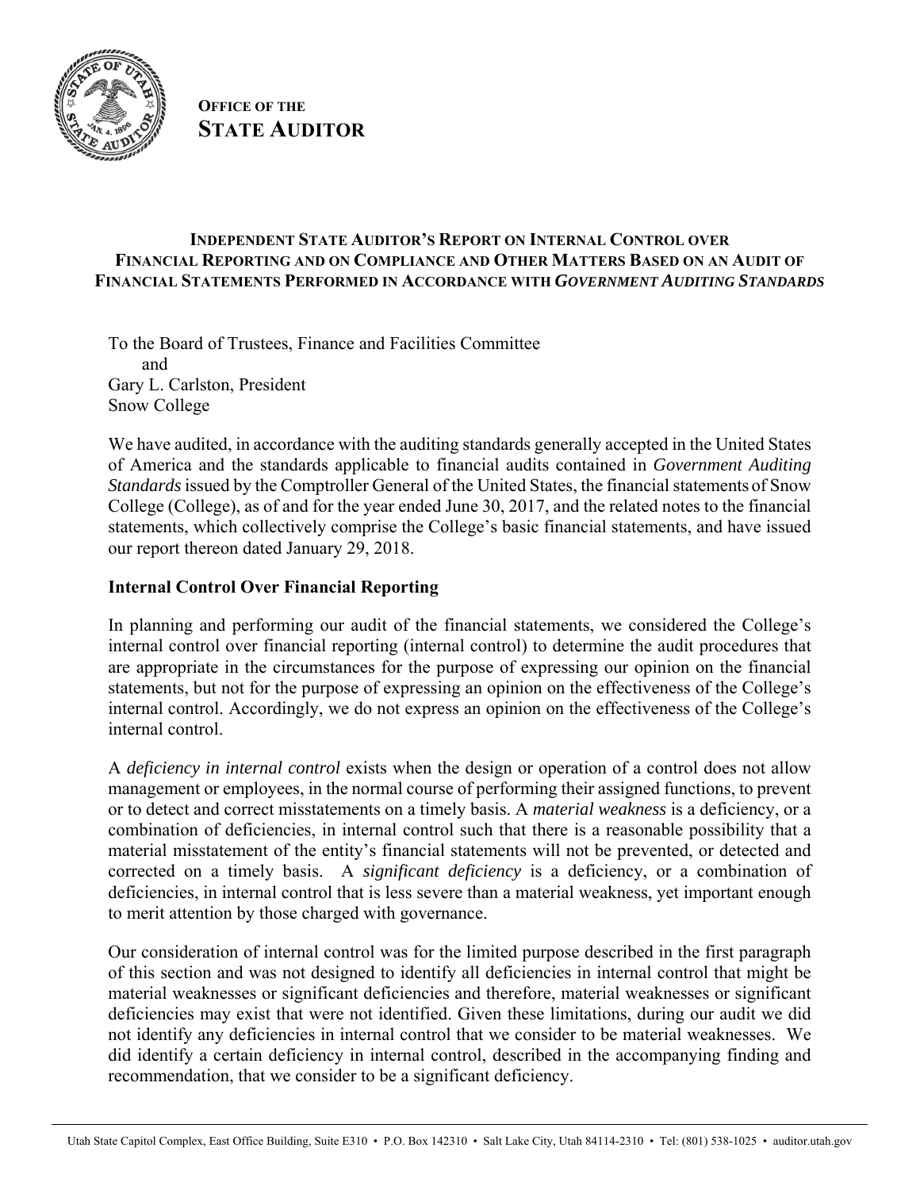**OFFICE OF THE**
**STATE AUDITOR**

## INDEPENDENT STATE AUDITOR'S REPORT ON INTERNAL CONTROL OVER FINANCIAL REPORTING AND ON COMPLIANCE AND OTHER MATTERS BASED ON AN AUDIT OF FINANCIAL STATEMENTS PERFORMED IN ACCORDANCE WITH *GOVERNMENT AUDITING STANDARDS*

To the Board of Trustees, Finance and Facilities Committee
and
Gary L. Carlston, President
Snow College

We have audited, in accordance with the auditing standards generally accepted in the United States of America and the standards applicable to financial audits contained in *Government Auditing Standards* issued by the Comptroller General of the United States, the financial statements of Snow College (College), as of and for the year ended June 30, 2017, and the related notes to the financial statements, which collectively comprise the College's basic financial statements, and have issued our report thereon dated January 29, 2018.

### Internal Control Over Financial Reporting

In planning and performing our audit of the financial statements, we considered the College's internal control over financial reporting (internal control) to determine the audit procedures that are appropriate in the circumstances for the purpose of expressing our opinion on the financial statements, but not for the purpose of expressing an opinion on the effectiveness of the College's internal control. Accordingly, we do not express an opinion on the effectiveness of the College's internal control.

A *deficiency in internal control* exists when the design or operation of a control does not allow management or employees, in the normal course of performing their assigned functions, to prevent or to detect and correct misstatements on a timely basis. A *material weakness* is a deficiency, or a combination of deficiencies, in internal control such that there is a reasonable possibility that a material misstatement of the entity's financial statements will not be prevented, or detected and corrected on a timely basis. A *significant deficiency* is a deficiency, or a combination of deficiencies, in internal control that is less severe than a material weakness, yet important enough to merit attention by those charged with governance.

Our consideration of internal control was for the limited purpose described in the first paragraph of this section and was not designed to identify all deficiencies in internal control that might be material weaknesses or significant deficiencies and therefore, material weaknesses or significant deficiencies may exist that were not identified. Given these limitations, during our audit we did not identify any deficiencies in internal control that we consider to be material weaknesses. We did identify a certain deficiency in internal control, described in the accompanying finding and recommendation, that we consider to be a significant deficiency.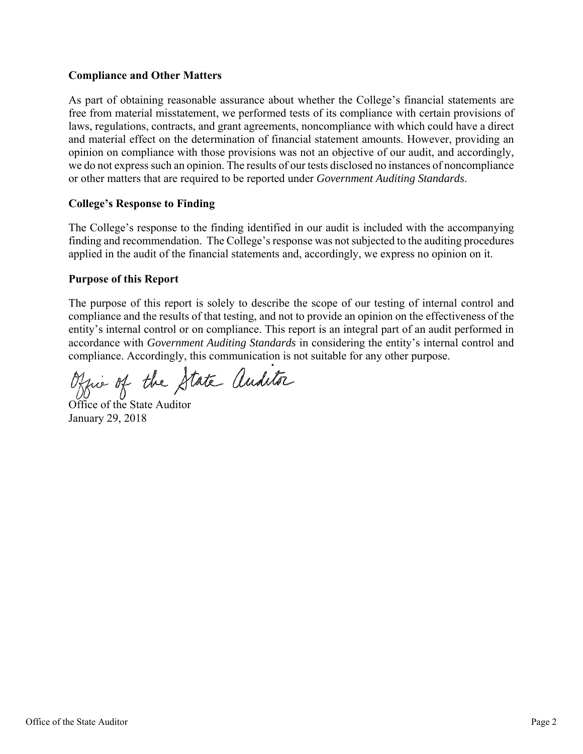**Compliance and Other Matters**

As part of obtaining reasonable assurance about whether the College's financial statements are free from material misstatement, we performed tests of its compliance with certain provisions of laws, regulations, contracts, and grant agreements, noncompliance with which could have a direct and material effect on the determination of financial statement amounts. However, providing an opinion on compliance with those provisions was not an objective of our audit, and accordingly, we do not express such an opinion. The results of our tests disclosed no instances of noncompliance or other matters that are required to be reported under *Government Auditing Standards*.

**College's Response to Finding**

The College's response to the finding identified in our audit is included with the accompanying finding and recommendation. The College's response was not subjected to the auditing procedures applied in the audit of the financial statements and, accordingly, we express no opinion on it.

**Purpose of this Report**

The purpose of this report is solely to describe the scope of our testing of internal control and compliance and the results of that testing, and not to provide an opinion on the effectiveness of the entity's internal control or on compliance. This report is an integral part of an audit performed in accordance with *Government Auditing Standards* in considering the entity's internal control and compliance. Accordingly, this communication is not suitable for any other purpose.

Office of the State Auditor
January 29, 2018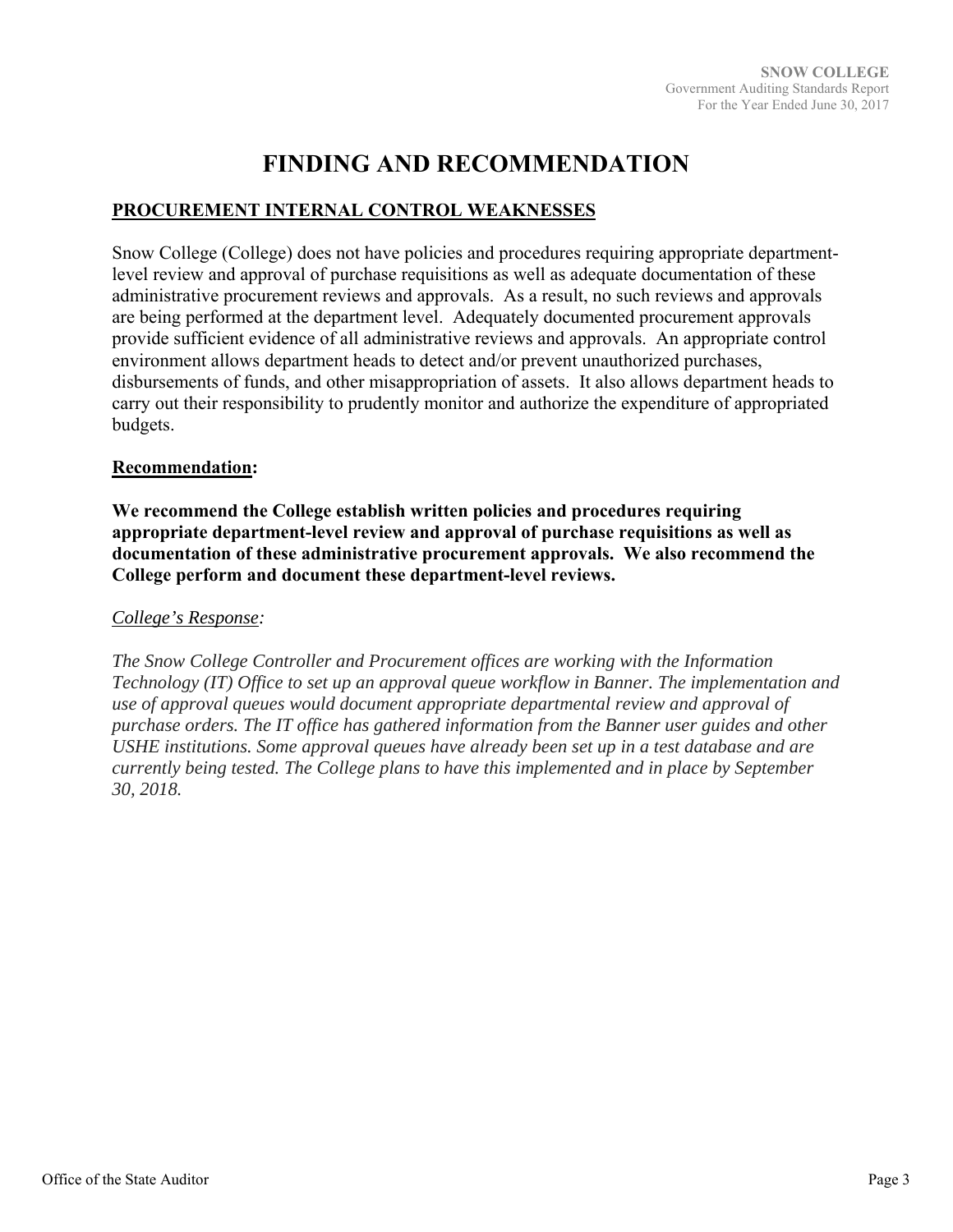# FINDING AND RECOMMENDATION

## PROCUREMENT INTERNAL CONTROL WEAKNESSES

Snow College (College) does not have policies and procedures requiring appropriate department-level review and approval of purchase requisitions as well as adequate documentation of these administrative procurement reviews and approvals. As a result, no such reviews and approvals are being performed at the department level. Adequately documented procurement approvals provide sufficient evidence of all administrative reviews and approvals. An appropriate control environment allows department heads to detect and/or prevent unauthorized purchases, disbursements of funds, and other misappropriation of assets. It also allows department heads to carry out their responsibility to prudently monitor and authorize the expenditure of appropriated budgets.

**Recommendation:**

**We recommend the College establish written policies and procedures requiring appropriate department-level review and approval of purchase requisitions as well as documentation of these administrative procurement approvals. We also recommend the College perform and document these department-level reviews.**

*College's Response:*

*The Snow College Controller and Procurement offices are working with the Information Technology (IT) Office to set up an approval queue workflow in Banner. The implementation and use of approval queues would document appropriate departmental review and approval of purchase orders. The IT office has gathered information from the Banner user guides and other USHE institutions. Some approval queues have already been set up in a test database and are currently being tested. The College plans to have this implemented and in place by September 30, 2018.*